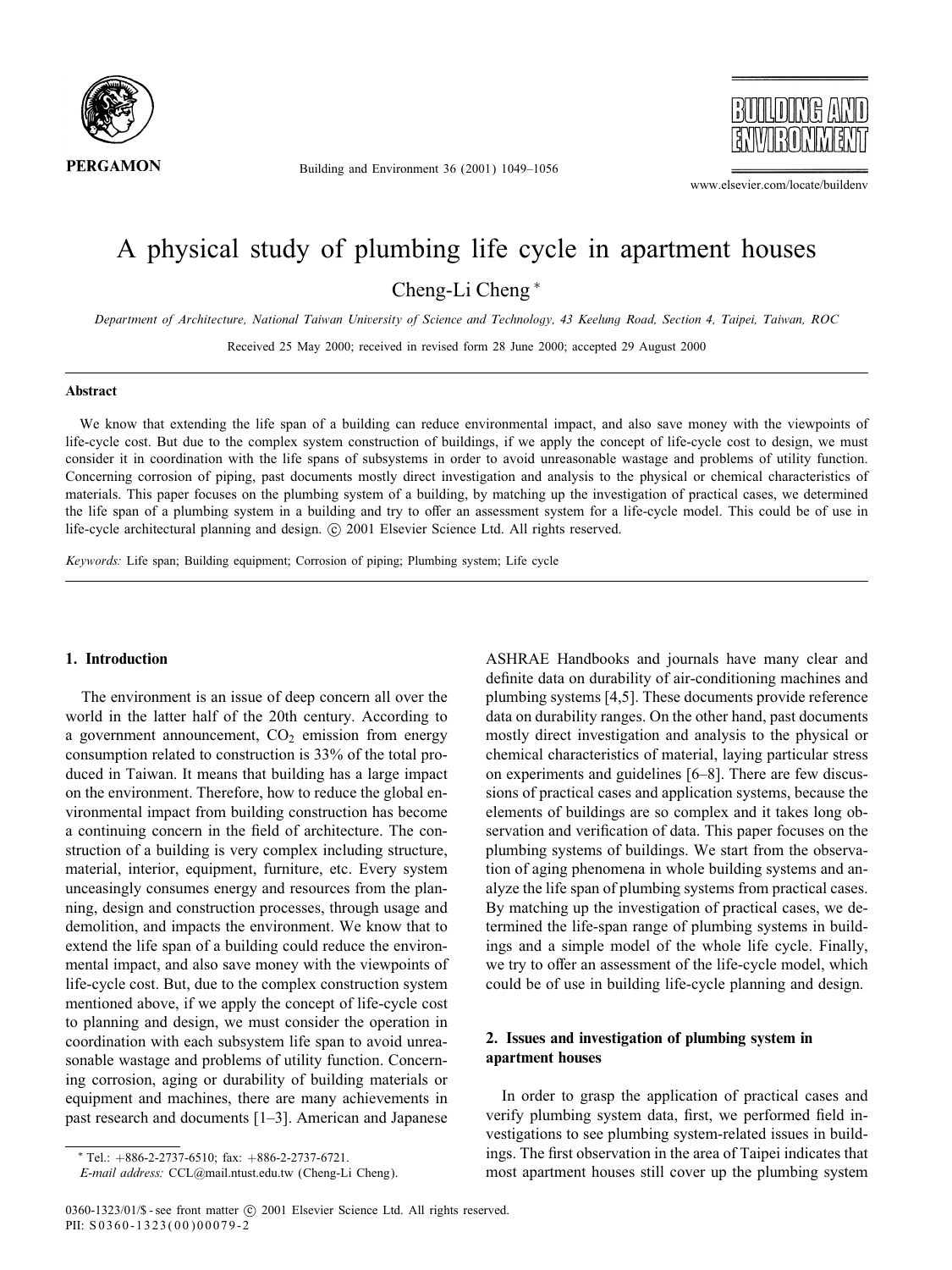# A physical study of plumbing life cycle in apartment houses

Cheng-Li Cheng *

*Department of Architecture, National Taiwan University of Science and Technology, 43 Keelung Road, Section 4, Taipei, Taiwan, ROC*

Received 25 May 2000; received in revised form 28 June 2000; accepted 29 August 2000

## Abstract

We know that extending the life span of a building can reduce environmental impact, and also save money with the viewpoints of life-cycle cost. But due to the complex system construction of buildings, if we apply the concept of life-cycle cost to design, we must consider it in coordination with the life spans of subsystems in order to avoid unreasonable wastage and problems of utility function. Concerning corrosion of piping, past documents mostly direct investigation and analysis to the physical or chemical characteristics of materials. This paper focuses on the plumbing system of a building, by matching up the investigation of practical cases, we determined the life span of a plumbing system in a building and try to offer an assessment system for a life-cycle model. This could be of use in life-cycle architectural planning and design. © 2001 Elsevier Science Ltd. All rights reserved.

*Keywords:* Life span; Building equipment; Corrosion of piping; Plumbing system; Life cycle

## 1. Introduction

The environment is an issue of deep concern all over the world in the latter half of the 20th century. According to a government announcement, $CO_2$ emission from energy consumption related to construction is 33% of the total produced in Taiwan. It means that building has a large impact on the environment. Therefore, how to reduce the global environmental impact from building construction has become a continuing concern in the field of architecture. The construction of a building is very complex including structure, material, interior, equipment, furniture, etc. Every system unceasingly consumes energy and resources from the planning, design and construction processes, through usage and demolition, and impacts the environment. We know that to extend the life span of a building could reduce the environmental impact, and also save money with the viewpoints of life-cycle cost. But, due to the complex construction system mentioned above, if we apply the concept of life-cycle cost to planning and design, we must consider the operation in coordination with each subsystem life span to avoid unreasonable wastage and problems of utility function. Concerning corrosion, aging or durability of building materials or equipment and machines, there are many achievements in past research and documents [1–3]. American and Japanese ASHRAE Handbooks and journals have many clear and definite data on durability of air-conditioning machines and plumbing systems [4,5]. These documents provide reference data on durability ranges. On the other hand, past documents mostly direct investigation and analysis to the physical or chemical characteristics of material, laying particular stress on experiments and guidelines [6–8]. There are few discussions of practical cases and application systems, because the elements of buildings are so complex and it takes long observation and verification of data. This paper focuses on the plumbing systems of buildings. We start from the observation of aging phenomena in whole building systems and analyze the life span of plumbing systems from practical cases. By matching up the investigation of practical cases, we determined the life-span range of plumbing systems in buildings and a simple model of the whole life cycle. Finally, we try to offer an assessment of the life-cycle model, which could be of use in building life-cycle planning and design.

## 2. Issues and investigation of plumbing system in apartment houses

In order to grasp the application of practical cases and verify plumbing system data, first, we performed field investigations to see plumbing system-related issues in buildings. The first observation in the area of Taipei indicates that most apartment houses still cover up the plumbing system

* Tel.: +886-2-2737-6510; fax: +886-2-2737-6721.
*E-mail address:* CCL@mail.ntust.edu.tw (Cheng-Li Cheng).

0360-1323/01/$ - see front matter © 2001 Elsevier Science Ltd. All rights reserved.
PII: S0360-1323(00)00079-2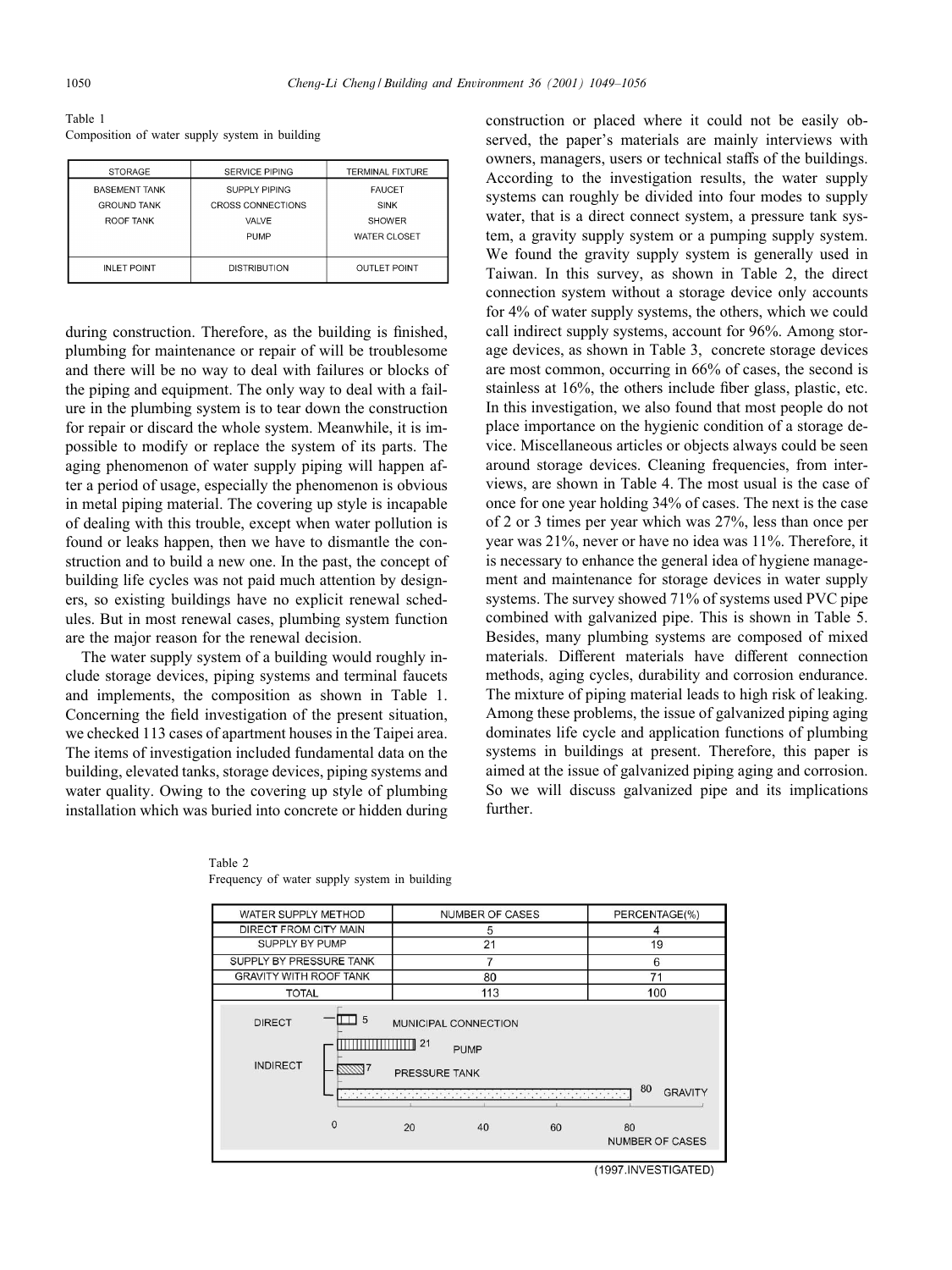Table 1
Composition of water supply system in building

| STORAGE | SERVICE PIPING | TERMINAL FIXTURE |
|---|---|---|
| BASEMENT TANK | SUPPLY PIPING | FAUCET |
| GROUND TANK | CROSS CONNECTIONS | SINK |
| ROOF TANK | VALVE | SHOWER |
| | PUMP | WATER CLOSET |
| INLET POINT | DISTRIBUTION | OUTLET POINT |

during construction. Therefore, as the building is finished, plumbing for maintenance or repair of will be troublesome and there will be no way to deal with failures or blocks of the piping and equipment. The only way to deal with a failure in the plumbing system is to tear down the construction for repair or discard the whole system. Meanwhile, it is impossible to modify or replace the system of its parts. The aging phenomenon of water supply piping will happen after a period of usage, especially the phenomenon is obvious in metal piping material. The covering up style is incapable of dealing with this trouble, except when water pollution is found or leaks happen, then we have to dismantle the construction and to build a new one. In the past, the concept of building life cycles was not paid much attention by designers, so existing buildings have no explicit renewal schedules. But in most renewal cases, plumbing system function are the major reason for the renewal decision.

The water supply system of a building would roughly include storage devices, piping systems and terminal faucets and implements, the composition as shown in Table 1. Concerning the field investigation of the present situation, we checked 113 cases of apartment houses in the Taipei area. The items of investigation included fundamental data on the building, elevated tanks, storage devices, piping systems and water quality. Owing to the covering up style of plumbing installation which was buried into concrete or hidden during construction or placed where it could not be easily observed, the paper's materials are mainly interviews with owners, managers, users or technical staffs of the buildings. According to the investigation results, the water supply systems can roughly be divided into four modes to supply water, that is a direct connect system, a pressure tank system, a gravity supply system or a pumping supply system. We found the gravity supply system is generally used in Taiwan. In this survey, as shown in Table 2, the direct connection system without a storage device only accounts for 4% of water supply systems, the others, which we could call indirect supply systems, account for 96%. Among storage devices, as shown in Table 3, concrete storage devices are most common, occurring in 66% of cases, the second is stainless at 16%, the others include fiber glass, plastic, etc. In this investigation, we also found that most people do not place importance on the hygienic condition of a storage device. Miscellaneous articles or objects always could be seen around storage devices. Cleaning frequencies, from interviews, are shown in Table 4. The most usual is the case of once for one year holding 34% of cases. The next is the case of 2 or 3 times per year which was 27%, less than once per year was 21%, never or have no idea was 11%. Therefore, it is necessary to enhance the general idea of hygiene management and maintenance for storage devices in water supply systems. The survey showed 71% of systems used PVC pipe combined with galvanized pipe. This is shown in Table 5. Besides, many plumbing systems are composed of mixed materials. Different materials have different connection methods, aging cycles, durability and corrosion endurance. The mixture of piping material leads to high risk of leaking. Among these problems, the issue of galvanized piping aging dominates life cycle and application functions of plumbing systems in buildings at present. Therefore, this paper is aimed at the issue of galvanized piping aging and corrosion. So we will discuss galvanized pipe and its implications further.

Table 2
Frequency of water supply system in building

| WATER SUPPLY METHOD | NUMBER OF CASES | PERCENTAGE(%) |
|---|---|---|
| DIRECT FROM CITY MAIN | 5 | 4 |
| SUPPLY BY PUMP | 21 | 19 |
| SUPPLY BY PRESSURE TANK | 7 | 6 |
| GRAVITY WITH ROOF TANK | 80 | 71 |
| TOTAL | 113 | 100 |

(Bar chart: DIRECT — MUNICIPAL CONNECTION 5; INDIRECT — PUMP 21, PRESSURE TANK 7, GRAVITY 80; axis: NUMBER OF CASES, 0–80)

(1997.INVESTIGATED)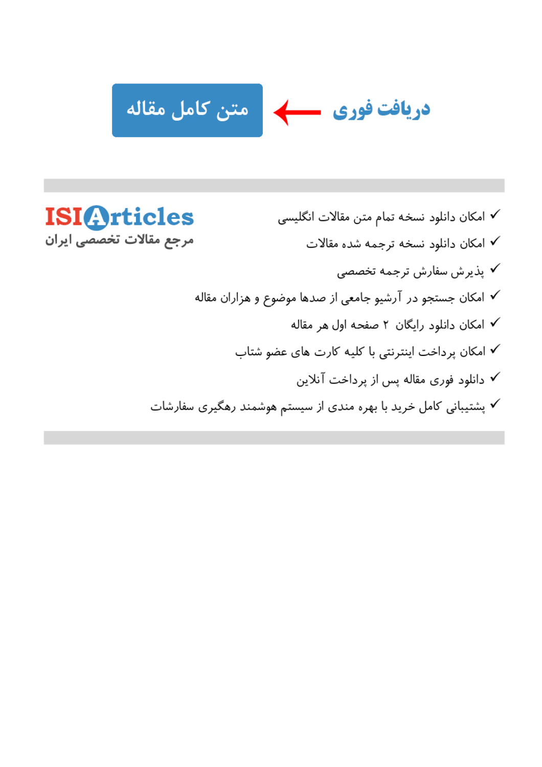**دریافت فوری** ← **متن کامل مقاله**

**ISIArticles**
مرجع مقالات تخصصی ایران

- ✓ امکان دانلود نسخه تمام متن مقالات انگلیسی
- ✓ امکان دانلود نسخه ترجمه شده مقالات
- ✓ پذیرش سفارش ترجمه تخصصی
- ✓ امکان جستجو در آرشیو جامعی از صدها موضوع و هزاران مقاله
- ✓ امکان دانلود رایگان ۲ صفحه اول هر مقاله
- ✓ امکان پرداخت اینترنتی با کلیه کارت های عضو شتاب
- ✓ دانلود فوری مقاله پس از پرداخت آنلاین
- ✓ پشتیبانی کامل خرید با بهره مندی از سیستم هوشمند رهگیری سفارشات